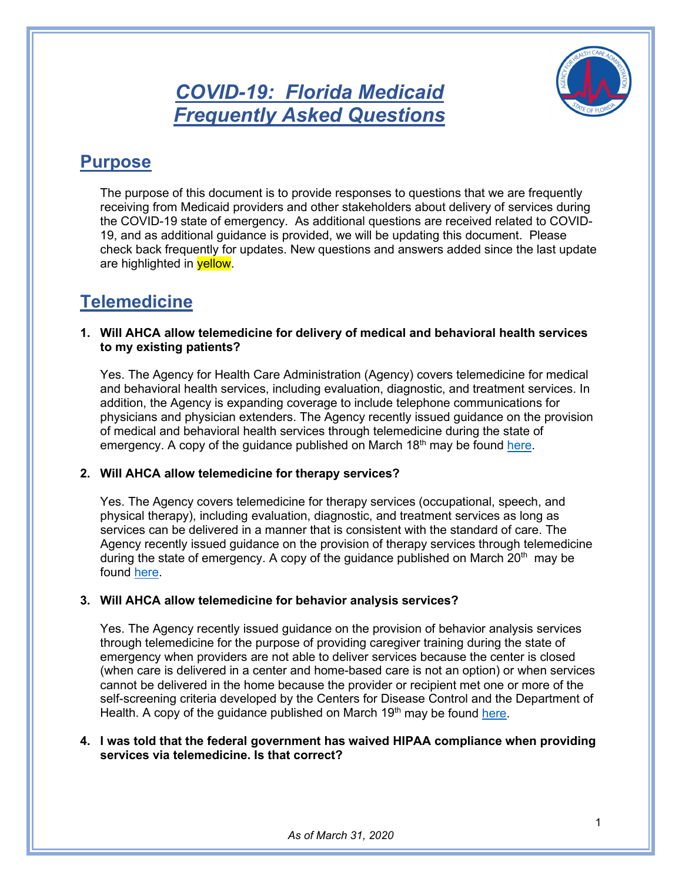# COVID-19: Florida Medicaid Frequently Asked Questions

## Purpose

The purpose of this document is to provide responses to questions that we are frequently receiving from Medicaid providers and other stakeholders about delivery of services during the COVID-19 state of emergency. As additional questions are received related to COVID-19, and as additional guidance is provided, we will be updating this document. Please check back frequently for updates. New questions and answers added since the last update are highlighted in yellow.

## Telemedicine

1. **Will AHCA allow telemedicine for delivery of medical and behavioral health services to my existing patients?**

   Yes. The Agency for Health Care Administration (Agency) covers telemedicine for medical and behavioral health services, including evaluation, diagnostic, and treatment services. In addition, the Agency is expanding coverage to include telephone communications for physicians and physician extenders. The Agency recently issued guidance on the provision of medical and behavioral health services through telemedicine during the state of emergency. A copy of the guidance published on March 18th may be found here.

2. **Will AHCA allow telemedicine for therapy services?**

   Yes. The Agency covers telemedicine for therapy services (occupational, speech, and physical therapy), including evaluation, diagnostic, and treatment services as long as services can be delivered in a manner that is consistent with the standard of care. The Agency recently issued guidance on the provision of therapy services through telemedicine during the state of emergency. A copy of the guidance published on March 20th may be found here.

3. **Will AHCA allow telemedicine for behavior analysis services?**

   Yes. The Agency recently issued guidance on the provision of behavior analysis services through telemedicine for the purpose of providing caregiver training during the state of emergency when providers are not able to deliver services because the center is closed (when care is delivered in a center and home-based care is not an option) or when services cannot be delivered in the home because the provider or recipient met one or more of the self-screening criteria developed by the Centers for Disease Control and the Department of Health. A copy of the guidance published on March 19th may be found here.

4. **I was told that the federal government has waived HIPAA compliance when providing services via telemedicine. Is that correct?**

*As of March 31, 2020*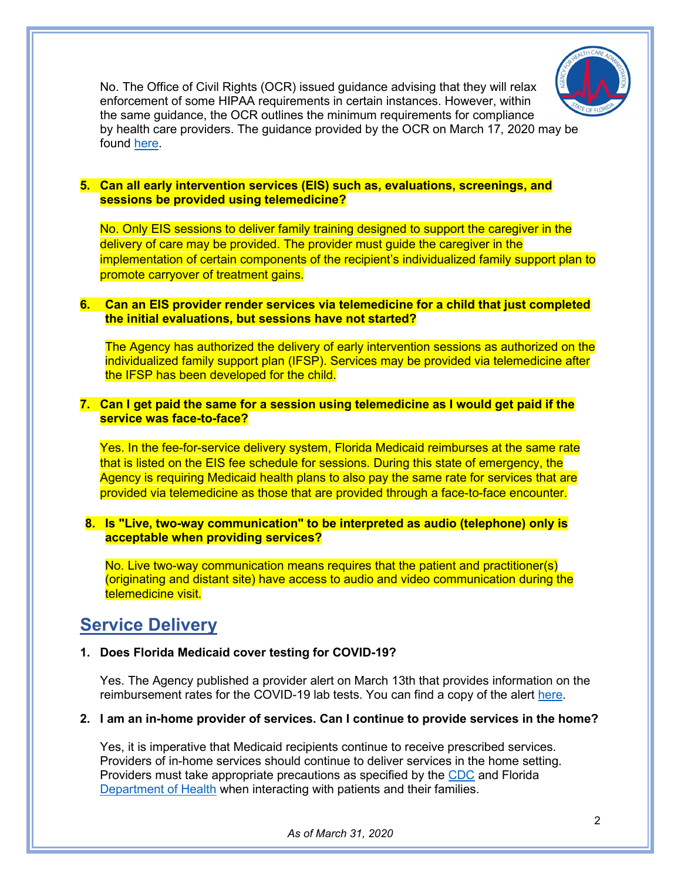No. The Office of Civil Rights (OCR) issued guidance advising that they will relax enforcement of some HIPAA requirements in certain instances. However, within the same guidance, the OCR outlines the minimum requirements for compliance by health care providers. The guidance provided by the OCR on March 17, 2020 may be found here.

5. **Can all early intervention services (EIS) such as, evaluations, screenings, and sessions be provided using telemedicine?**

   No. Only EIS sessions to deliver family training designed to support the caregiver in the delivery of care may be provided. The provider must guide the caregiver in the implementation of certain components of the recipient's individualized family support plan to promote carryover of treatment gains.

6. **Can an EIS provider render services via telemedicine for a child that just completed the initial evaluations, but sessions have not started?**

   The Agency has authorized the delivery of early intervention sessions as authorized on the individualized family support plan (IFSP). Services may be provided via telemedicine after the IFSP has been developed for the child.

7. **Can I get paid the same for a session using telemedicine as I would get paid if the service was face-to-face?**

   Yes. In the fee-for-service delivery system, Florida Medicaid reimburses at the same rate that is listed on the EIS fee schedule for sessions. During this state of emergency, the Agency is requiring Medicaid health plans to also pay the same rate for services that are provided via telemedicine as those that are provided through a face-to-face encounter.

8. **Is "Live, two-way communication" to be interpreted as audio (telephone) only is acceptable when providing services?**

   No. Live two-way communication means requires that the patient and practitioner(s) (originating and distant site) have access to audio and video communication during the telemedicine visit.

## Service Delivery

1. **Does Florida Medicaid cover testing for COVID-19?**

   Yes. The Agency published a provider alert on March 13th that provides information on the reimbursement rates for the COVID-19 lab tests. You can find a copy of the alert here.

2. **I am an in-home provider of services. Can I continue to provide services in the home?**

   Yes, it is imperative that Medicaid recipients continue to receive prescribed services. Providers of in-home services should continue to deliver services in the home setting. Providers must take appropriate precautions as specified by the CDC and Florida Department of Health when interacting with patients and their families.

*As of March 31, 2020*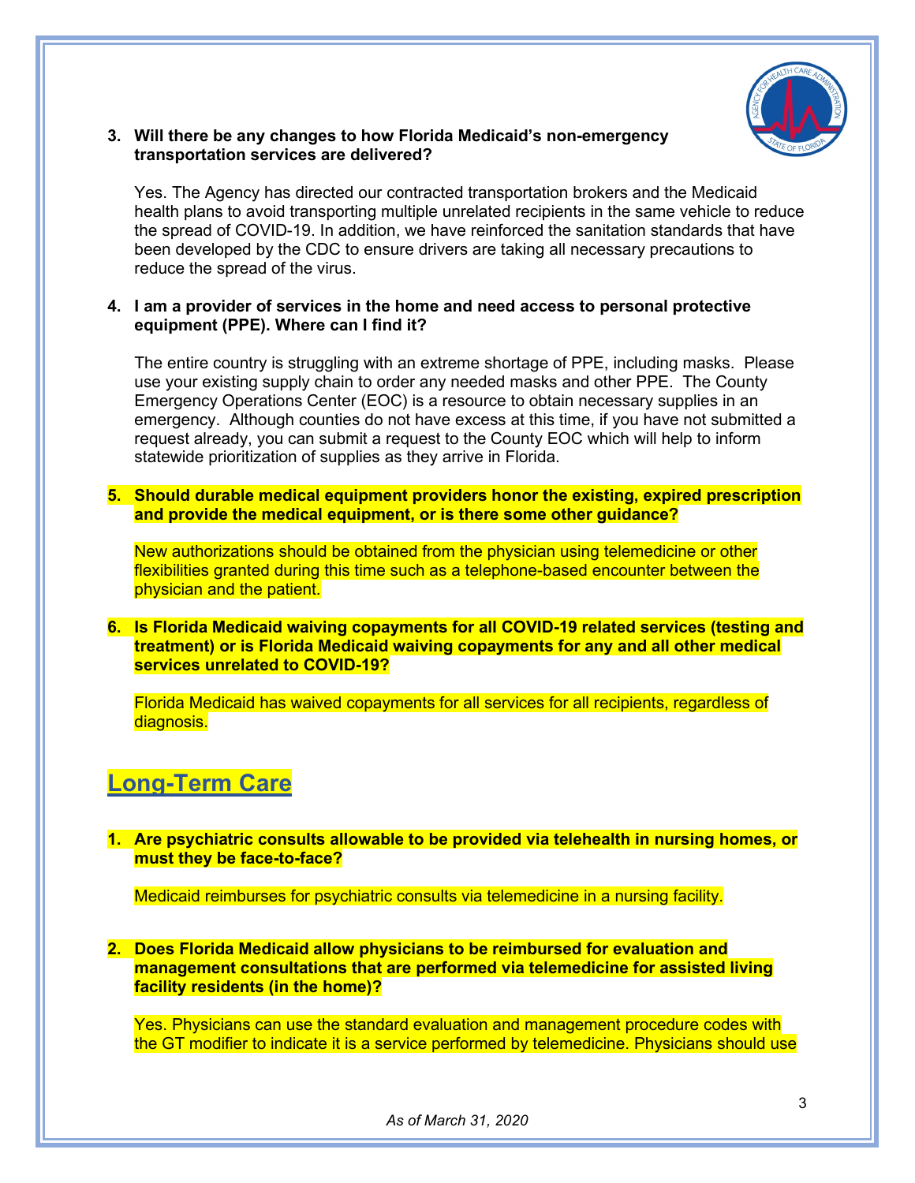3. **Will there be any changes to how Florida Medicaid's non-emergency transportation services are delivered?**

   Yes. The Agency has directed our contracted transportation brokers and the Medicaid health plans to avoid transporting multiple unrelated recipients in the same vehicle to reduce the spread of COVID-19. In addition, we have reinforced the sanitation standards that have been developed by the CDC to ensure drivers are taking all necessary precautions to reduce the spread of the virus.

4. **I am a provider of services in the home and need access to personal protective equipment (PPE). Where can I find it?**

   The entire country is struggling with an extreme shortage of PPE, including masks. Please use your existing supply chain to order any needed masks and other PPE. The County Emergency Operations Center (EOC) is a resource to obtain necessary supplies in an emergency. Although counties do not have excess at this time, if you have not submitted a request already, you can submit a request to the County EOC which will help to inform statewide prioritization of supplies as they arrive in Florida.

5. **Should durable medical equipment providers honor the existing, expired prescription and provide the medical equipment, or is there some other guidance?**

   New authorizations should be obtained from the physician using telemedicine or other flexibilities granted during this time such as a telephone-based encounter between the physician and the patient.

6. **Is Florida Medicaid waiving copayments for all COVID-19 related services (testing and treatment) or is Florida Medicaid waiving copayments for any and all other medical services unrelated to COVID-19?**

   Florida Medicaid has waived copayments for all services for all recipients, regardless of diagnosis.

## Long-Term Care

1. **Are psychiatric consults allowable to be provided via telehealth in nursing homes, or must they be face-to-face?**

   Medicaid reimburses for psychiatric consults via telemedicine in a nursing facility.

2. **Does Florida Medicaid allow physicians to be reimbursed for evaluation and management consultations that are performed via telemedicine for assisted living facility residents (in the home)?**

   Yes. Physicians can use the standard evaluation and management procedure codes with the GT modifier to indicate it is a service performed by telemedicine. Physicians should use

*As of March 31, 2020*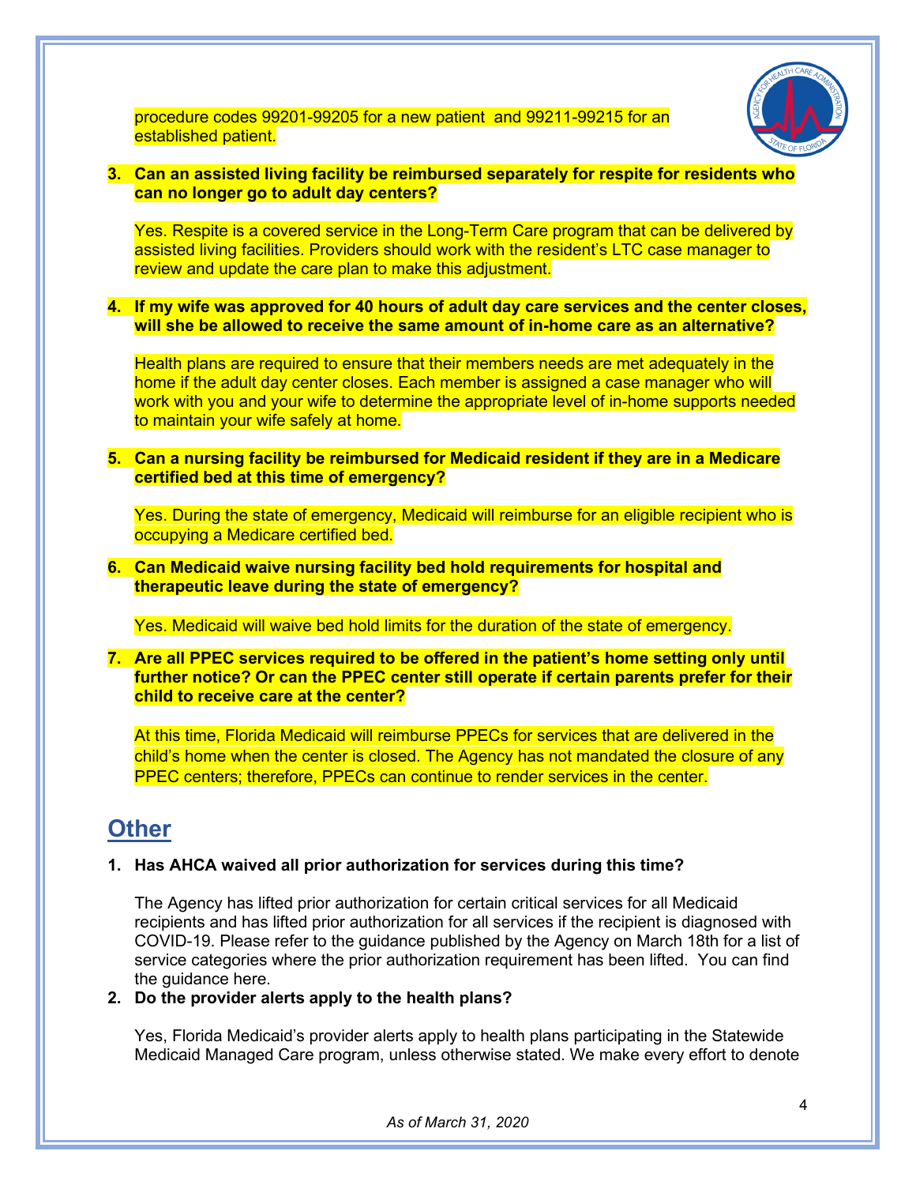procedure codes 99201-99205 for a new patient and 99211-99215 for an established patient.

3. **Can an assisted living facility be reimbursed separately for respite for residents who can no longer go to adult day centers?**

   Yes. Respite is a covered service in the Long-Term Care program that can be delivered by assisted living facilities. Providers should work with the resident's LTC case manager to review and update the care plan to make this adjustment.

4. **If my wife was approved for 40 hours of adult day care services and the center closes, will she be allowed to receive the same amount of in-home care as an alternative?**

   Health plans are required to ensure that their members needs are met adequately in the home if the adult day center closes. Each member is assigned a case manager who will work with you and your wife to determine the appropriate level of in-home supports needed to maintain your wife safely at home.

5. **Can a nursing facility be reimbursed for Medicaid resident if they are in a Medicare certified bed at this time of emergency?**

   Yes. During the state of emergency, Medicaid will reimburse for an eligible recipient who is occupying a Medicare certified bed.

6. **Can Medicaid waive nursing facility bed hold requirements for hospital and therapeutic leave during the state of emergency?**

   Yes. Medicaid will waive bed hold limits for the duration of the state of emergency.

7. **Are all PPEC services required to be offered in the patient's home setting only until further notice? Or can the PPEC center still operate if certain parents prefer for their child to receive care at the center?**

   At this time, Florida Medicaid will reimburse PPECs for services that are delivered in the child's home when the center is closed. The Agency has not mandated the closure of any PPEC centers; therefore, PPECs can continue to render services in the center.

## Other

1. **Has AHCA waived all prior authorization for services during this time?**

   The Agency has lifted prior authorization for certain critical services for all Medicaid recipients and has lifted prior authorization for all services if the recipient is diagnosed with COVID-19. Please refer to the guidance published by the Agency on March 18th for a list of service categories where the prior authorization requirement has been lifted. You can find the guidance here.

2. **Do the provider alerts apply to the health plans?**

   Yes, Florida Medicaid's provider alerts apply to health plans participating in the Statewide Medicaid Managed Care program, unless otherwise stated. We make every effort to denote

*As of March 31, 2020*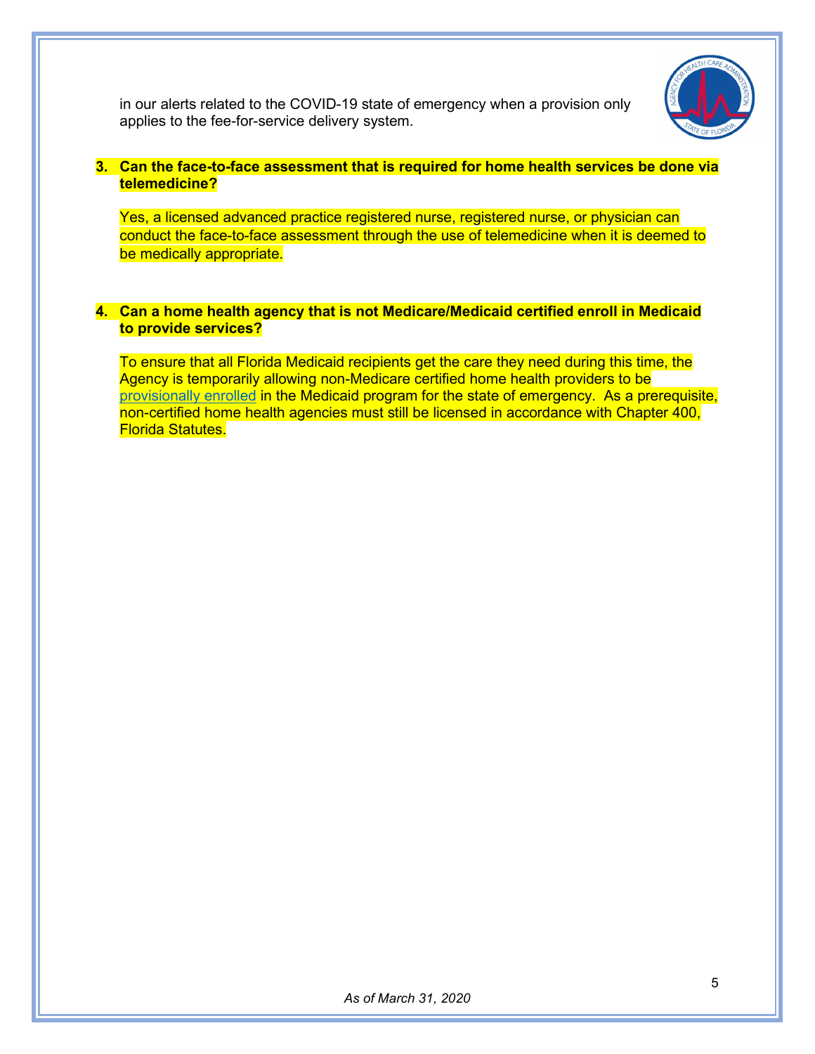in our alerts related to the COVID-19 state of emergency when a provision only applies to the fee-for-service delivery system.

**3. Can the face-to-face assessment that is required for home health services be done via telemedicine?**

Yes, a licensed advanced practice registered nurse, registered nurse, or physician can conduct the face-to-face assessment through the use of telemedicine when it is deemed to be medically appropriate.

**4. Can a home health agency that is not Medicare/Medicaid certified enroll in Medicaid to provide services?**

To ensure that all Florida Medicaid recipients get the care they need during this time, the Agency is temporarily allowing non-Medicare certified home health providers to be provisionally enrolled in the Medicaid program for the state of emergency. As a prerequisite, non-certified home health agencies must still be licensed in accordance with Chapter 400, Florida Statutes.

*As of March 31, 2020*